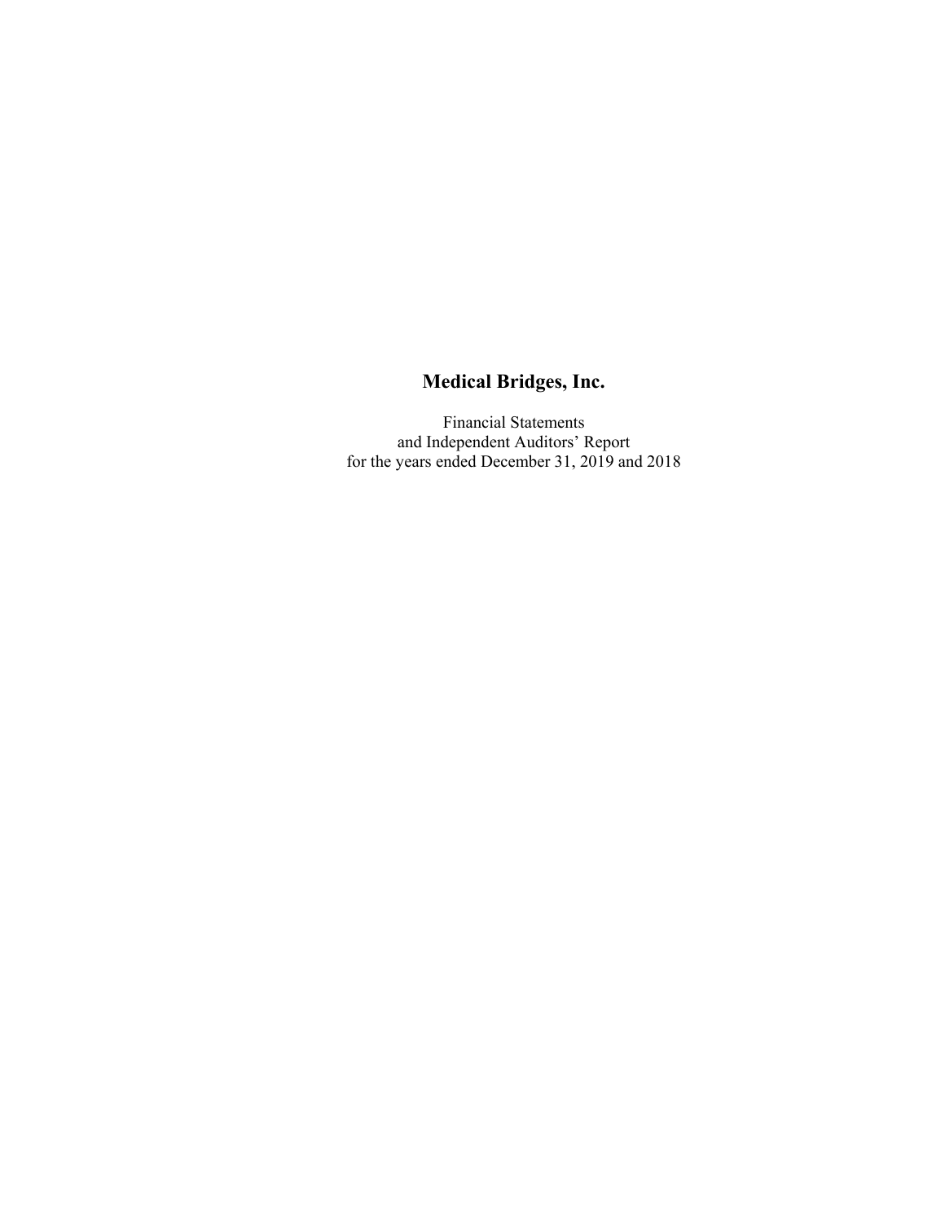# Medical Bridges, Inc.

Financial Statements
and Independent Auditors' Report
for the years ended December 31, 2019 and 2018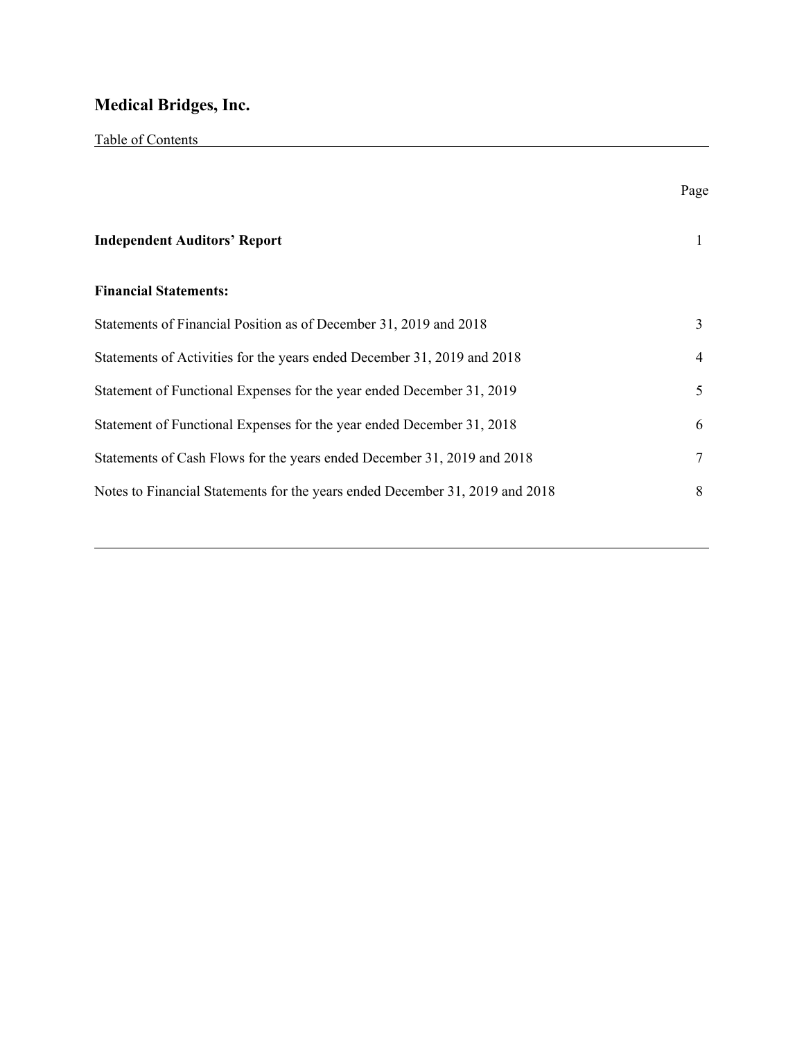# Medical Bridges, Inc.

Table of Contents

| | Page |
|---|---|
| **Independent Auditors' Report** | 1 |
| **Financial Statements:** | |
| Statements of Financial Position as of December 31, 2019 and 2018 | 3 |
| Statements of Activities for the years ended December 31, 2019 and 2018 | 4 |
| Statement of Functional Expenses for the year ended December 31, 2019 | 5 |
| Statement of Functional Expenses for the year ended December 31, 2018 | 6 |
| Statements of Cash Flows for the years ended December 31, 2019 and 2018 | 7 |
| Notes to Financial Statements for the years ended December 31, 2019 and 2018 | 8 |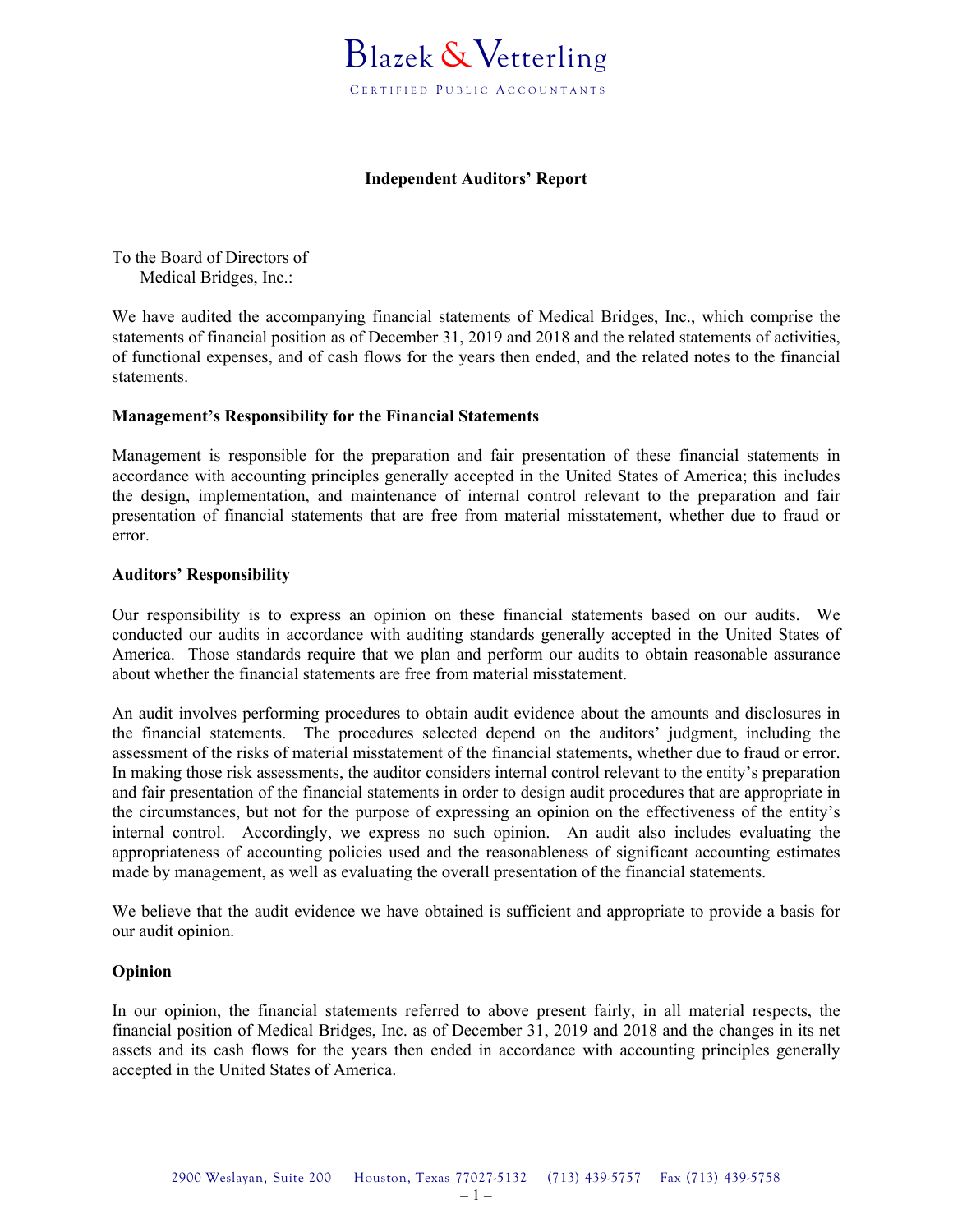Blazek & Vetterling

CERTIFIED PUBLIC ACCOUNTANTS

## Independent Auditors' Report

To the Board of Directors of
Medical Bridges, Inc.:

We have audited the accompanying financial statements of Medical Bridges, Inc., which comprise the statements of financial position as of December 31, 2019 and 2018 and the related statements of activities, of functional expenses, and of cash flows for the years then ended, and the related notes to the financial statements.

**Management's Responsibility for the Financial Statements**

Management is responsible for the preparation and fair presentation of these financial statements in accordance with accounting principles generally accepted in the United States of America; this includes the design, implementation, and maintenance of internal control relevant to the preparation and fair presentation of financial statements that are free from material misstatement, whether due to fraud or error.

**Auditors' Responsibility**

Our responsibility is to express an opinion on these financial statements based on our audits. We conducted our audits in accordance with auditing standards generally accepted in the United States of America. Those standards require that we plan and perform our audits to obtain reasonable assurance about whether the financial statements are free from material misstatement.

An audit involves performing procedures to obtain audit evidence about the amounts and disclosures in the financial statements. The procedures selected depend on the auditors' judgment, including the assessment of the risks of material misstatement of the financial statements, whether due to fraud or error. In making those risk assessments, the auditor considers internal control relevant to the entity's preparation and fair presentation of the financial statements in order to design audit procedures that are appropriate in the circumstances, but not for the purpose of expressing an opinion on the effectiveness of the entity's internal control. Accordingly, we express no such opinion. An audit also includes evaluating the appropriateness of accounting policies used and the reasonableness of significant accounting estimates made by management, as well as evaluating the overall presentation of the financial statements.

We believe that the audit evidence we have obtained is sufficient and appropriate to provide a basis for our audit opinion.

**Opinion**

In our opinion, the financial statements referred to above present fairly, in all material respects, the financial position of Medical Bridges, Inc. as of December 31, 2019 and 2018 and the changes in its net assets and its cash flows for the years then ended in accordance with accounting principles generally accepted in the United States of America.

2900 Weslayan, Suite 200 Houston, Texas 77027-5132 (713) 439-5757 Fax (713) 439-5758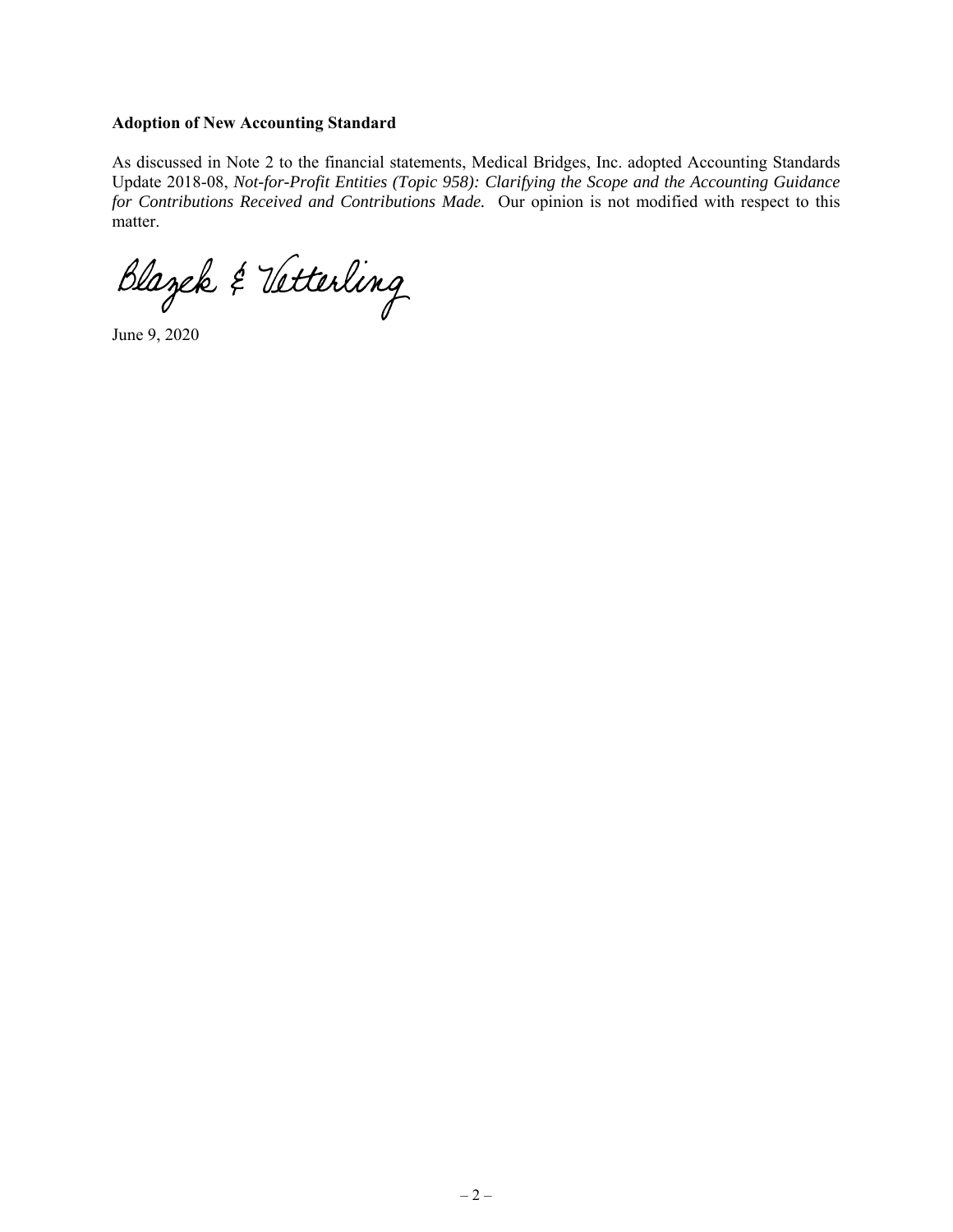**Adoption of New Accounting Standard**

As discussed in Note 2 to the financial statements, Medical Bridges, Inc. adopted Accounting Standards Update 2018-08, *Not-for-Profit Entities (Topic 958): Clarifying the Scope and the Accounting Guidance for Contributions Received and Contributions Made.* Our opinion is not modified with respect to this matter.

Blazek & Vetterling

June 9, 2020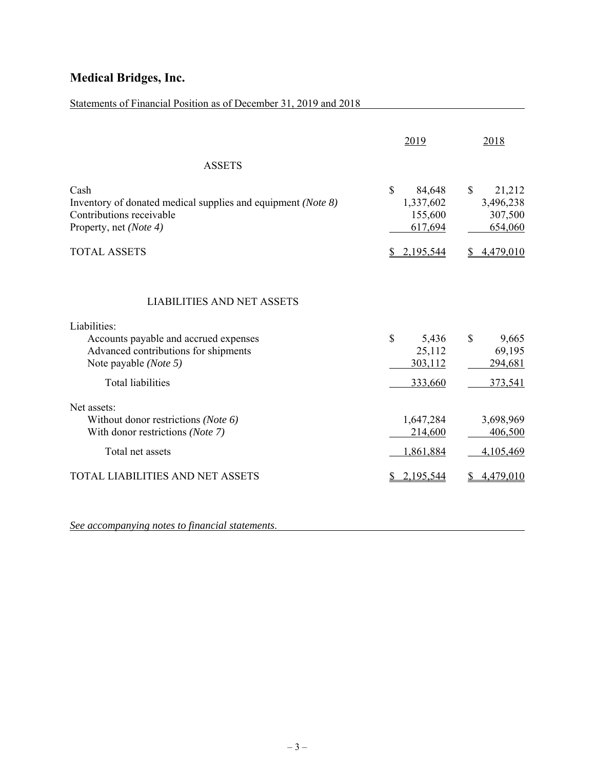# Medical Bridges, Inc.

Statements of Financial Position as of December 31, 2019 and 2018

| | 2019 | 2018 |
|---|---|---|
| **ASSETS** | | |
| Cash | $ 84,648 | $ 21,212 |
| Inventory of donated medical supplies and equipment *(Note 8)* | 1,337,602 | 3,496,238 |
| Contributions receivable | 155,600 | 307,500 |
| Property, net *(Note 4)* | 617,694 | 654,060 |
| TOTAL ASSETS | $ 2,195,544 | $ 4,479,010 |
| **LIABILITIES AND NET ASSETS** | | |
| Liabilities: | | |
| Accounts payable and accrued expenses | $ 5,436 | $ 9,665 |
| Advanced contributions for shipments | 25,112 | 69,195 |
| Note payable *(Note 5)* | 303,112 | 294,681 |
| Total liabilities | 333,660 | 373,541 |
| Net assets: | | |
| Without donor restrictions *(Note 6)* | 1,647,284 | 3,698,969 |
| With donor restrictions *(Note 7)* | 214,600 | 406,500 |
| Total net assets | 1,861,884 | 4,105,469 |
| TOTAL LIABILITIES AND NET ASSETS | $ 2,195,544 | $ 4,479,010 |

*See accompanying notes to financial statements.*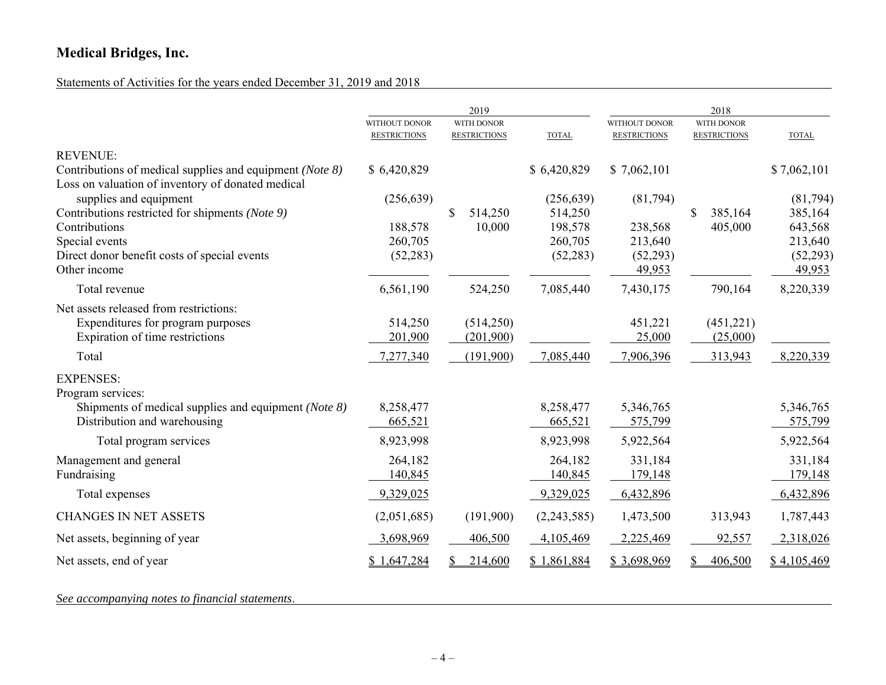# Medical Bridges, Inc.

Statements of Activities for the years ended December 31, 2019 and 2018

| | 2019 | | | 2018 | | |
|---|---|---|---|---|---|---|
| | WITHOUT DONOR RESTRICTIONS | WITH DONOR RESTRICTIONS | TOTAL | WITHOUT DONOR RESTRICTIONS | WITH DONOR RESTRICTIONS | TOTAL |
| REVENUE: | | | | | | |
| Contributions of medical supplies and equipment *(Note 8)* | $ 6,420,829 | | $ 6,420,829 | $ 7,062,101 | | $ 7,062,101 |
| Loss on valuation of inventory of donated medical supplies and equipment | (256,639) | | (256,639) | (81,794) | | (81,794) |
| Contributions restricted for shipments *(Note 9)* | | $ 514,250 | 514,250 | | $ 385,164 | 385,164 |
| Contributions | 188,578 | 10,000 | 198,578 | 238,568 | 405,000 | 643,568 |
| Special events | 260,705 | | 260,705 | 213,640 | | 213,640 |
| Direct donor benefit costs of special events | (52,283) | | (52,283) | (52,293) | | (52,293) |
| Other income | | | | 49,953 | | 49,953 |
| Total revenue | 6,561,190 | 524,250 | 7,085,440 | 7,430,175 | 790,164 | 8,220,339 |
| Net assets released from restrictions: | | | | | | |
| Expenditures for program purposes | 514,250 | (514,250) | | 451,221 | (451,221) | |
| Expiration of time restrictions | 201,900 | (201,900) | | 25,000 | (25,000) | |
| Total | 7,277,340 | (191,900) | 7,085,440 | 7,906,396 | 313,943 | 8,220,339 |
| EXPENSES: | | | | | | |
| Program services: | | | | | | |
| Shipments of medical supplies and equipment *(Note 8)* | 8,258,477 | | 8,258,477 | 5,346,765 | | 5,346,765 |
| Distribution and warehousing | 665,521 | | 665,521 | 575,799 | | 575,799 |
| Total program services | 8,923,998 | | 8,923,998 | 5,922,564 | | 5,922,564 |
| Management and general | 264,182 | | 264,182 | 331,184 | | 331,184 |
| Fundraising | 140,845 | | 140,845 | 179,148 | | 179,148 |
| Total expenses | 9,329,025 | | 9,329,025 | 6,432,896 | | 6,432,896 |
| CHANGES IN NET ASSETS | (2,051,685) | (191,900) | (2,243,585) | 1,473,500 | 313,943 | 1,787,443 |
| Net assets, beginning of year | 3,698,969 | 406,500 | 4,105,469 | 2,225,469 | 92,557 | 2,318,026 |
| Net assets, end of year | $ 1,647,284 | $ 214,600 | $ 1,861,884 | $ 3,698,969 | $ 406,500 | $ 4,105,469 |

*See accompanying notes to financial statements.*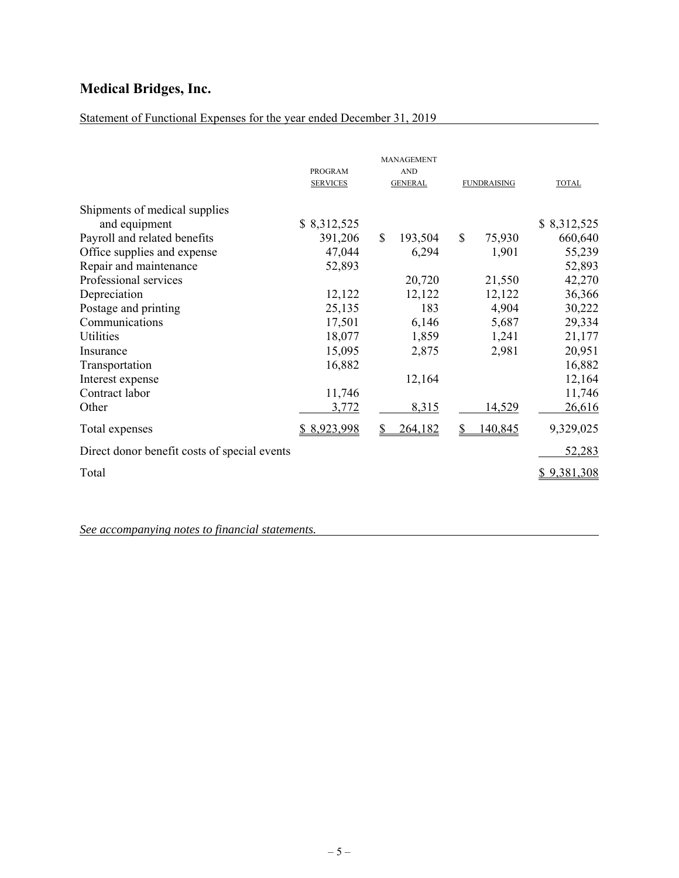# Medical Bridges, Inc.

Statement of Functional Expenses for the year ended December 31, 2019

| | PROGRAM SERVICES | MANAGEMENT AND GENERAL | FUNDRAISING | TOTAL |
|---|---|---|---|---|
| Shipments of medical supplies and equipment | $ 8,312,525 | | | $ 8,312,525 |
| Payroll and related benefits | 391,206 | $ 193,504 | $ 75,930 | 660,640 |
| Office supplies and expense | 47,044 | 6,294 | 1,901 | 55,239 |
| Repair and maintenance | 52,893 | | | 52,893 |
| Professional services | | 20,720 | 21,550 | 42,270 |
| Depreciation | 12,122 | 12,122 | 12,122 | 36,366 |
| Postage and printing | 25,135 | 183 | 4,904 | 30,222 |
| Communications | 17,501 | 6,146 | 5,687 | 29,334 |
| Utilities | 18,077 | 1,859 | 1,241 | 21,177 |
| Insurance | 15,095 | 2,875 | 2,981 | 20,951 |
| Transportation | 16,882 | | | 16,882 |
| Interest expense | | 12,164 | | 12,164 |
| Contract labor | 11,746 | | | 11,746 |
| Other | 3,772 | 8,315 | 14,529 | 26,616 |
| Total expenses | $ 8,923,998 | $ 264,182 | $ 140,845 | 9,329,025 |
| Direct donor benefit costs of special events | | | | 52,283 |
| Total | | | | $ 9,381,308 |

*See accompanying notes to financial statements.*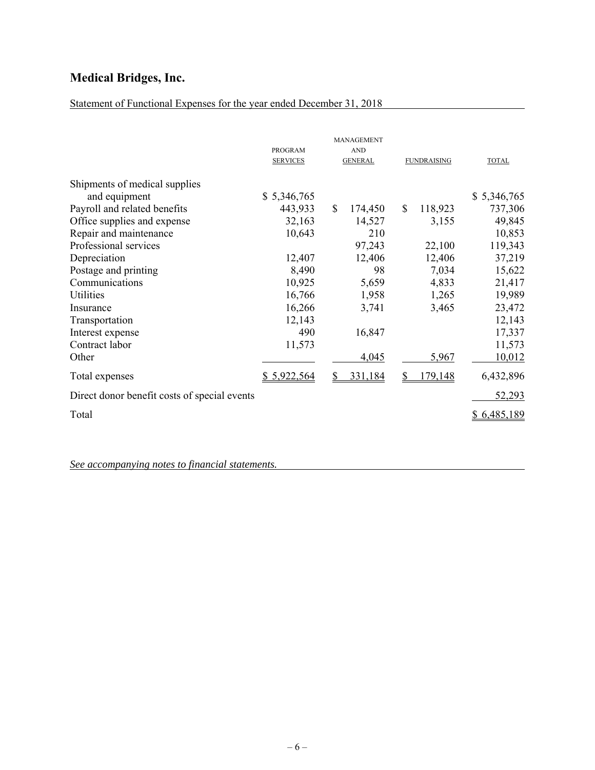# Medical Bridges, Inc.

Statement of Functional Expenses for the year ended December 31, 2018

| | PROGRAM SERVICES | MANAGEMENT AND GENERAL | FUNDRAISING | TOTAL |
|---|---|---|---|---|
| Shipments of medical supplies and equipment | $ 5,346,765 | | | $ 5,346,765 |
| Payroll and related benefits | 443,933 | $ 174,450 | $ 118,923 | 737,306 |
| Office supplies and expense | 32,163 | 14,527 | 3,155 | 49,845 |
| Repair and maintenance | 10,643 | 210 | | 10,853 |
| Professional services | | 97,243 | 22,100 | 119,343 |
| Depreciation | 12,407 | 12,406 | 12,406 | 37,219 |
| Postage and printing | 8,490 | 98 | 7,034 | 15,622 |
| Communications | 10,925 | 5,659 | 4,833 | 21,417 |
| Utilities | 16,766 | 1,958 | 1,265 | 19,989 |
| Insurance | 16,266 | 3,741 | 3,465 | 23,472 |
| Transportation | 12,143 | | | 12,143 |
| Interest expense | 490 | 16,847 | | 17,337 |
| Contract labor | 11,573 | | | 11,573 |
| Other | | 4,045 | 5,967 | 10,012 |
| Total expenses | $ 5,922,564 | $ 331,184 | $ 179,148 | 6,432,896 |
| Direct donor benefit costs of special events | | | | 52,293 |
| Total | | | | $ 6,485,189 |

*See accompanying notes to financial statements.*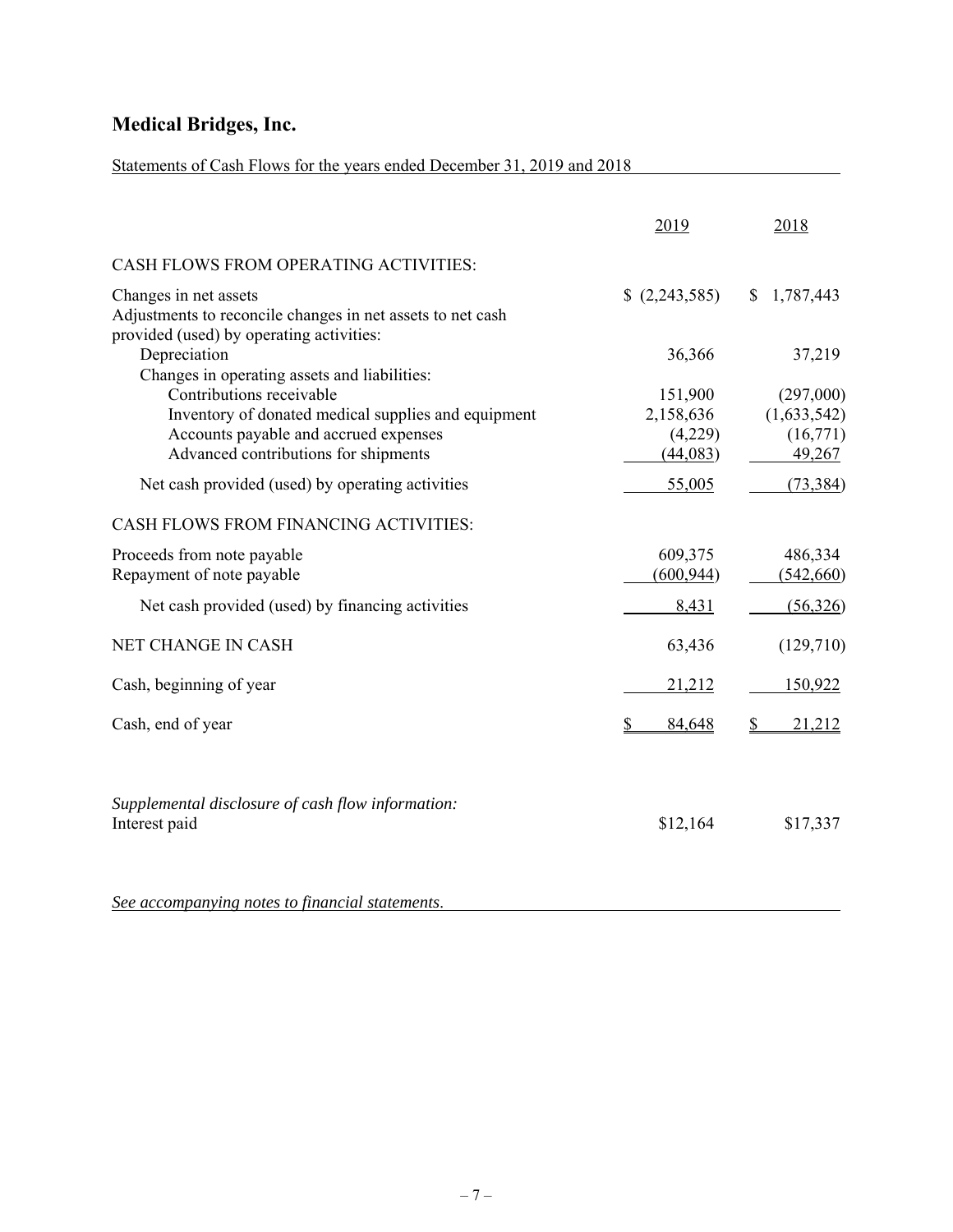# Medical Bridges, Inc.

Statements of Cash Flows for the years ended December 31, 2019 and 2018

| | 2019 | 2018 |
|---|---|---|
| CASH FLOWS FROM OPERATING ACTIVITIES: | | |
| Changes in net assets | $ (2,243,585) | $ 1,787,443 |
| Adjustments to reconcile changes in net assets to net cash provided (used) by operating activities: | | |
| Depreciation | 36,366 | 37,219 |
| Changes in operating assets and liabilities: | | |
| Contributions receivable | 151,900 | (297,000) |
| Inventory of donated medical supplies and equipment | 2,158,636 | (1,633,542) |
| Accounts payable and accrued expenses | (4,229) | (16,771) |
| Advanced contributions for shipments | (44,083) | 49,267 |
| Net cash provided (used) by operating activities | 55,005 | (73,384) |
| CASH FLOWS FROM FINANCING ACTIVITIES: | | |
| Proceeds from note payable | 609,375 | 486,334 |
| Repayment of note payable | (600,944) | (542,660) |
| Net cash provided (used) by financing activities | 8,431 | (56,326) |
| NET CHANGE IN CASH | 63,436 | (129,710) |
| Cash, beginning of year | 21,212 | 150,922 |
| Cash, end of year | $ 84,648 | $ 21,212 |

*Supplemental disclosure of cash flow information:*

| | 2019 | 2018 |
|---|---|---|
| Interest paid | $12,164 | $17,337 |

*See accompanying notes to financial statements.*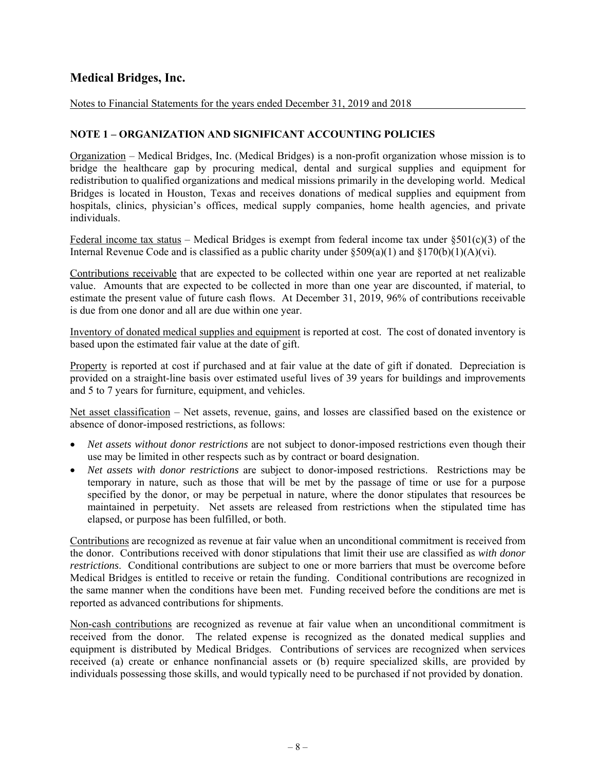# Medical Bridges, Inc.

Notes to Financial Statements for the years ended December 31, 2019 and 2018

## NOTE 1 – ORGANIZATION AND SIGNIFICANT ACCOUNTING POLICIES

Organization – Medical Bridges, Inc. (Medical Bridges) is a non-profit organization whose mission is to bridge the healthcare gap by procuring medical, dental and surgical supplies and equipment for redistribution to qualified organizations and medical missions primarily in the developing world. Medical Bridges is located in Houston, Texas and receives donations of medical supplies and equipment from hospitals, clinics, physician's offices, medical supply companies, home health agencies, and private individuals.

Federal income tax status – Medical Bridges is exempt from federal income tax under §501(c)(3) of the Internal Revenue Code and is classified as a public charity under §509(a)(1) and §170(b)(1)(A)(vi).

Contributions receivable that are expected to be collected within one year are reported at net realizable value. Amounts that are expected to be collected in more than one year are discounted, if material, to estimate the present value of future cash flows. At December 31, 2019, 96% of contributions receivable is due from one donor and all are due within one year.

Inventory of donated medical supplies and equipment is reported at cost. The cost of donated inventory is based upon the estimated fair value at the date of gift.

Property is reported at cost if purchased and at fair value at the date of gift if donated. Depreciation is provided on a straight-line basis over estimated useful lives of 39 years for buildings and improvements and 5 to 7 years for furniture, equipment, and vehicles.

Net asset classification – Net assets, revenue, gains, and losses are classified based on the existence or absence of donor-imposed restrictions, as follows:

- *Net assets without donor restrictions* are not subject to donor-imposed restrictions even though their use may be limited in other respects such as by contract or board designation.
- *Net assets with donor restrictions* are subject to donor-imposed restrictions. Restrictions may be temporary in nature, such as those that will be met by the passage of time or use for a purpose specified by the donor, or may be perpetual in nature, where the donor stipulates that resources be maintained in perpetuity. Net assets are released from restrictions when the stipulated time has elapsed, or purpose has been fulfilled, or both.

Contributions are recognized as revenue at fair value when an unconditional commitment is received from the donor. Contributions received with donor stipulations that limit their use are classified as *with donor restrictions*. Conditional contributions are subject to one or more barriers that must be overcome before Medical Bridges is entitled to receive or retain the funding. Conditional contributions are recognized in the same manner when the conditions have been met. Funding received before the conditions are met is reported as advanced contributions for shipments.

Non-cash contributions are recognized as revenue at fair value when an unconditional commitment is received from the donor. The related expense is recognized as the donated medical supplies and equipment is distributed by Medical Bridges. Contributions of services are recognized when services received (a) create or enhance nonfinancial assets or (b) require specialized skills, are provided by individuals possessing those skills, and would typically need to be purchased if not provided by donation.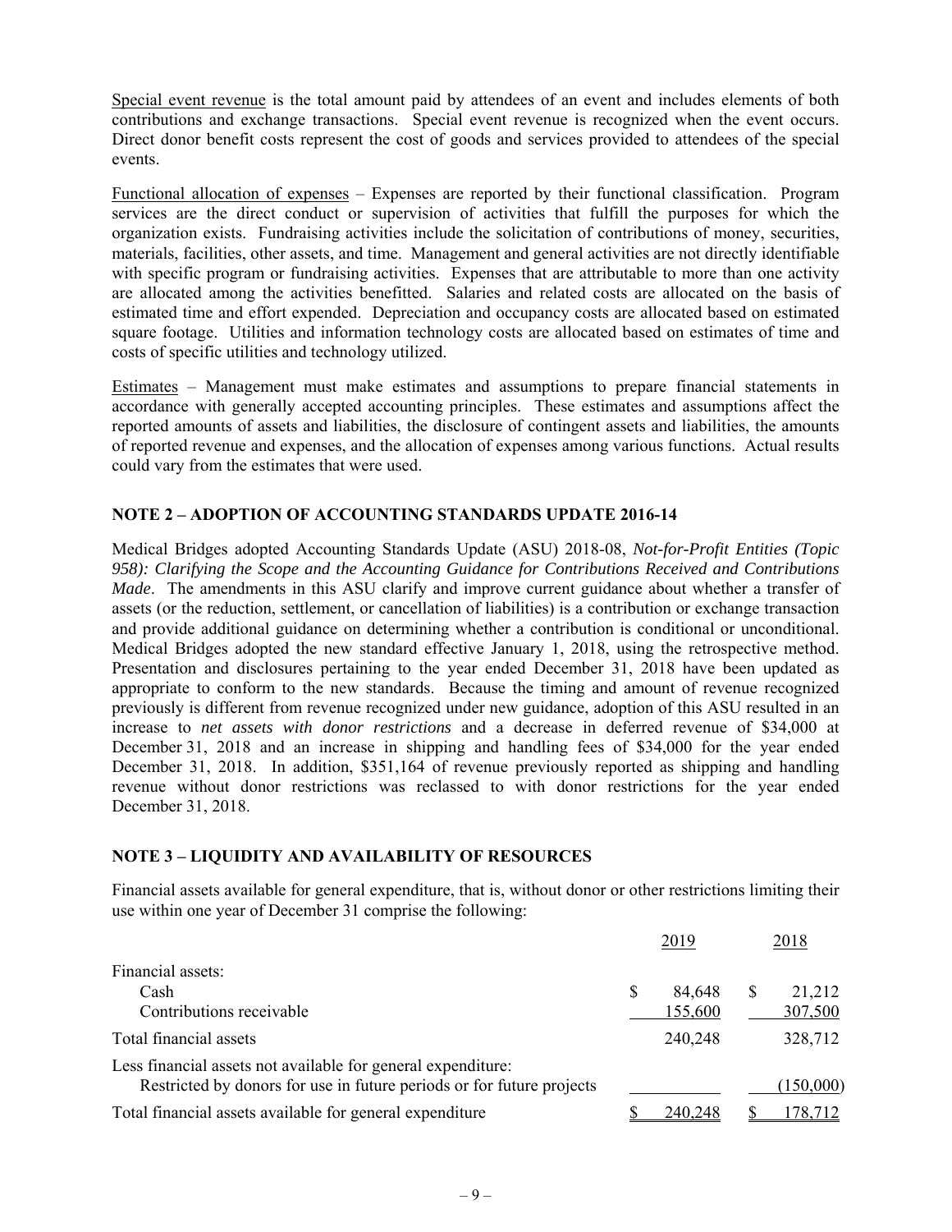Special event revenue is the total amount paid by attendees of an event and includes elements of both contributions and exchange transactions. Special event revenue is recognized when the event occurs. Direct donor benefit costs represent the cost of goods and services provided to attendees of the special events.

Functional allocation of expenses – Expenses are reported by their functional classification. Program services are the direct conduct or supervision of activities that fulfill the purposes for which the organization exists. Fundraising activities include the solicitation of contributions of money, securities, materials, facilities, other assets, and time. Management and general activities are not directly identifiable with specific program or fundraising activities. Expenses that are attributable to more than one activity are allocated among the activities benefitted. Salaries and related costs are allocated on the basis of estimated time and effort expended. Depreciation and occupancy costs are allocated based on estimated square footage. Utilities and information technology costs are allocated based on estimates of time and costs of specific utilities and technology utilized.

Estimates – Management must make estimates and assumptions to prepare financial statements in accordance with generally accepted accounting principles. These estimates and assumptions affect the reported amounts of assets and liabilities, the disclosure of contingent assets and liabilities, the amounts of reported revenue and expenses, and the allocation of expenses among various functions. Actual results could vary from the estimates that were used.

## NOTE 2 – ADOPTION OF ACCOUNTING STANDARDS UPDATE 2016-14

Medical Bridges adopted Accounting Standards Update (ASU) 2018-08, *Not-for-Profit Entities (Topic 958): Clarifying the Scope and the Accounting Guidance for Contributions Received and Contributions Made*. The amendments in this ASU clarify and improve current guidance about whether a transfer of assets (or the reduction, settlement, or cancellation of liabilities) is a contribution or exchange transaction and provide additional guidance on determining whether a contribution is conditional or unconditional. Medical Bridges adopted the new standard effective January 1, 2018, using the retrospective method. Presentation and disclosures pertaining to the year ended December 31, 2018 have been updated as appropriate to conform to the new standards. Because the timing and amount of revenue recognized previously is different from revenue recognized under new guidance, adoption of this ASU resulted in an increase to *net assets with donor restrictions* and a decrease in deferred revenue of $34,000 at December 31, 2018 and an increase in shipping and handling fees of $34,000 for the year ended December 31, 2018. In addition, $351,164 of revenue previously reported as shipping and handling revenue without donor restrictions was reclassed to with donor restrictions for the year ended December 31, 2018.

## NOTE 3 – LIQUIDITY AND AVAILABILITY OF RESOURCES

Financial assets available for general expenditure, that is, without donor or other restrictions limiting their use within one year of December 31 comprise the following:

| | 2019 | 2018 |
|---|---|---|
| Financial assets: | | |
| Cash | $ 84,648 | $ 21,212 |
| Contributions receivable | 155,600 | 307,500 |
| Total financial assets | 240,248 | 328,712 |
| Less financial assets not available for general expenditure: | | |
| Restricted by donors for use in future periods or for future projects | | (150,000) |
| Total financial assets available for general expenditure | $ 240,248 | $ 178,712 |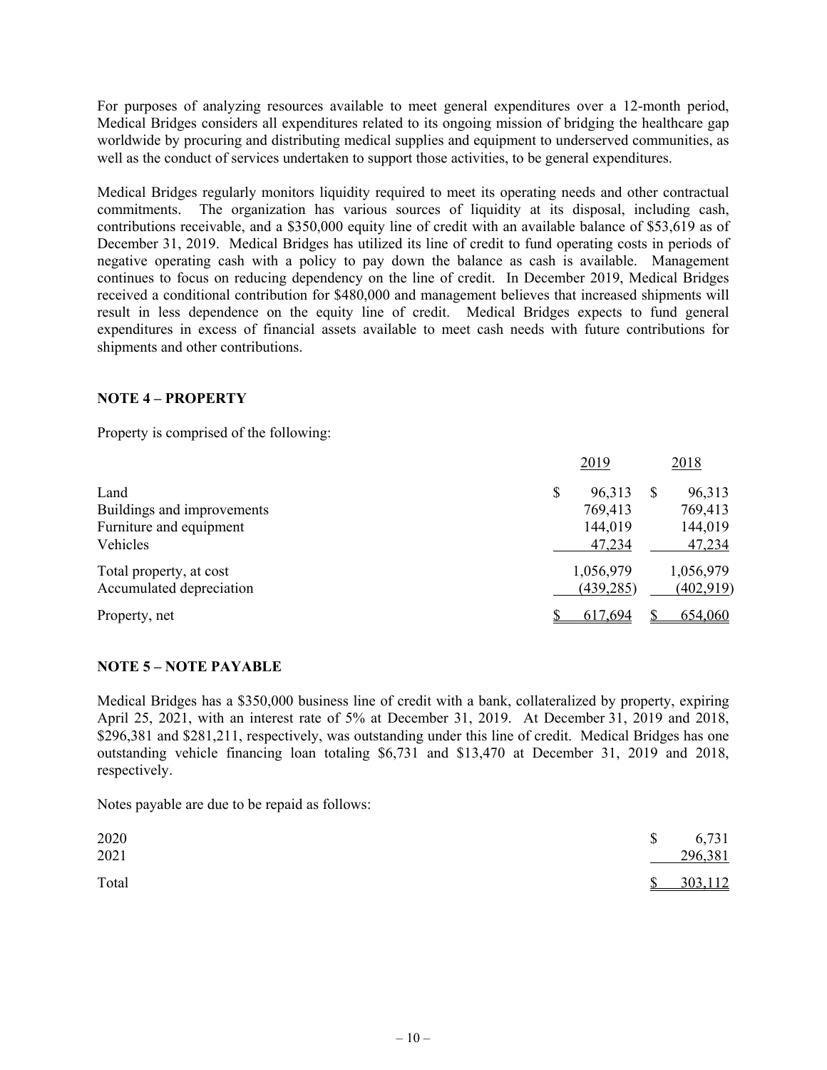For purposes of analyzing resources available to meet general expenditures over a 12-month period, Medical Bridges considers all expenditures related to its ongoing mission of bridging the healthcare gap worldwide by procuring and distributing medical supplies and equipment to underserved communities, as well as the conduct of services undertaken to support those activities, to be general expenditures.

Medical Bridges regularly monitors liquidity required to meet its operating needs and other contractual commitments. The organization has various sources of liquidity at its disposal, including cash, contributions receivable, and a $350,000 equity line of credit with an available balance of $53,619 as of December 31, 2019. Medical Bridges has utilized its line of credit to fund operating costs in periods of negative operating cash with a policy to pay down the balance as cash is available. Management continues to focus on reducing dependency on the line of credit. In December 2019, Medical Bridges received a conditional contribution for $480,000 and management believes that increased shipments will result in less dependence on the equity line of credit. Medical Bridges expects to fund general expenditures in excess of financial assets available to meet cash needs with future contributions for shipments and other contributions.

## NOTE 4 – PROPERTY

Property is comprised of the following:

| | 2019 | 2018 |
|---|---|---|
| Land | $ 96,313 | $ 96,313 |
| Buildings and improvements | 769,413 | 769,413 |
| Furniture and equipment | 144,019 | 144,019 |
| Vehicles | 47,234 | 47,234 |
| Total property, at cost | 1,056,979 | 1,056,979 |
| Accumulated depreciation | (439,285) | (402,919) |
| Property, net | $ 617,694 | $ 654,060 |

## NOTE 5 – NOTE PAYABLE

Medical Bridges has a $350,000 business line of credit with a bank, collateralized by property, expiring April 25, 2021, with an interest rate of 5% at December 31, 2019. At December 31, 2019 and 2018, $296,381 and $281,211, respectively, was outstanding under this line of credit. Medical Bridges has one outstanding vehicle financing loan totaling $6,731 and $13,470 at December 31, 2019 and 2018, respectively.

Notes payable are due to be repaid as follows:

| | |
|---|---|
| 2020 | $ 6,731 |
| 2021 | 296,381 |
| Total | $ 303,112 |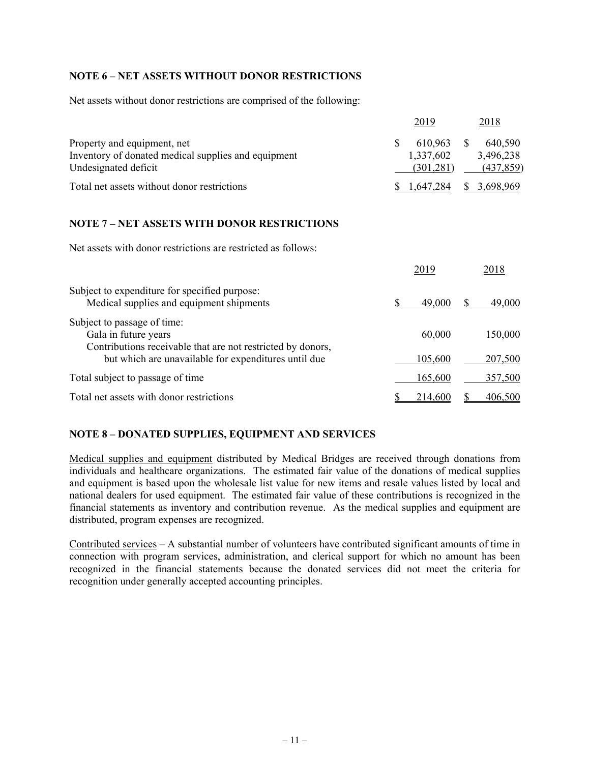## NOTE 6 – NET ASSETS WITHOUT DONOR RESTRICTIONS

Net assets without donor restrictions are comprised of the following:

| | 2019 | 2018 |
|---|---|---|
| Property and equipment, net | $ 610,963 | $ 640,590 |
| Inventory of donated medical supplies and equipment | 1,337,602 | 3,496,238 |
| Undesignated deficit | (301,281) | (437,859) |
| Total net assets without donor restrictions | $ 1,647,284 | $ 3,698,969 |

## NOTE 7 – NET ASSETS WITH DONOR RESTRICTIONS

Net assets with donor restrictions are restricted as follows:

| | 2019 | 2018 |
|---|---|---|
| Subject to expenditure for specified purpose: | | |
| Medical supplies and equipment shipments | $ 49,000 | $ 49,000 |
| Subject to passage of time: | | |
| Gala in future years | 60,000 | 150,000 |
| Contributions receivable that are not restricted by donors, but which are unavailable for expenditures until due | 105,600 | 207,500 |
| Total subject to passage of time | 165,600 | 357,500 |
| Total net assets with donor restrictions | $ 214,600 | $ 406,500 |

## NOTE 8 – DONATED SUPPLIES, EQUIPMENT AND SERVICES

Medical supplies and equipment distributed by Medical Bridges are received through donations from individuals and healthcare organizations. The estimated fair value of the donations of medical supplies and equipment is based upon the wholesale list value for new items and resale values listed by local and national dealers for used equipment. The estimated fair value of these contributions is recognized in the financial statements as inventory and contribution revenue. As the medical supplies and equipment are distributed, program expenses are recognized.

Contributed services – A substantial number of volunteers have contributed significant amounts of time in connection with program services, administration, and clerical support for which no amount has been recognized in the financial statements because the donated services did not meet the criteria for recognition under generally accepted accounting principles.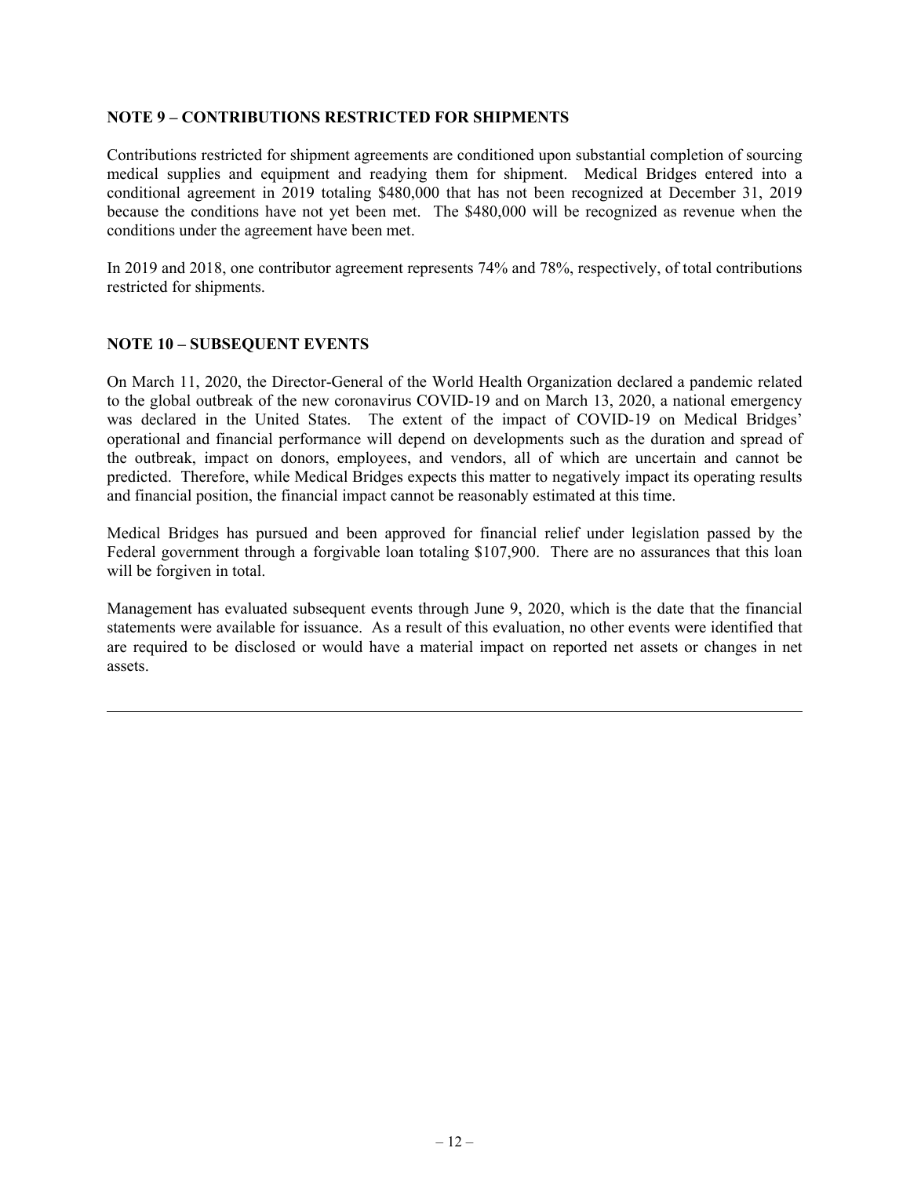## NOTE 9 – CONTRIBUTIONS RESTRICTED FOR SHIPMENTS

Contributions restricted for shipment agreements are conditioned upon substantial completion of sourcing medical supplies and equipment and readying them for shipment. Medical Bridges entered into a conditional agreement in 2019 totaling $480,000 that has not been recognized at December 31, 2019 because the conditions have not yet been met. The $480,000 will be recognized as revenue when the conditions under the agreement have been met.

In 2019 and 2018, one contributor agreement represents 74% and 78%, respectively, of total contributions restricted for shipments.

## NOTE 10 – SUBSEQUENT EVENTS

On March 11, 2020, the Director-General of the World Health Organization declared a pandemic related to the global outbreak of the new coronavirus COVID-19 and on March 13, 2020, a national emergency was declared in the United States. The extent of the impact of COVID-19 on Medical Bridges' operational and financial performance will depend on developments such as the duration and spread of the outbreak, impact on donors, employees, and vendors, all of which are uncertain and cannot be predicted. Therefore, while Medical Bridges expects this matter to negatively impact its operating results and financial position, the financial impact cannot be reasonably estimated at this time.

Medical Bridges has pursued and been approved for financial relief under legislation passed by the Federal government through a forgivable loan totaling $107,900. There are no assurances that this loan will be forgiven in total.

Management has evaluated subsequent events through June 9, 2020, which is the date that the financial statements were available for issuance. As a result of this evaluation, no other events were identified that are required to be disclosed or would have a material impact on reported net assets or changes in net assets.